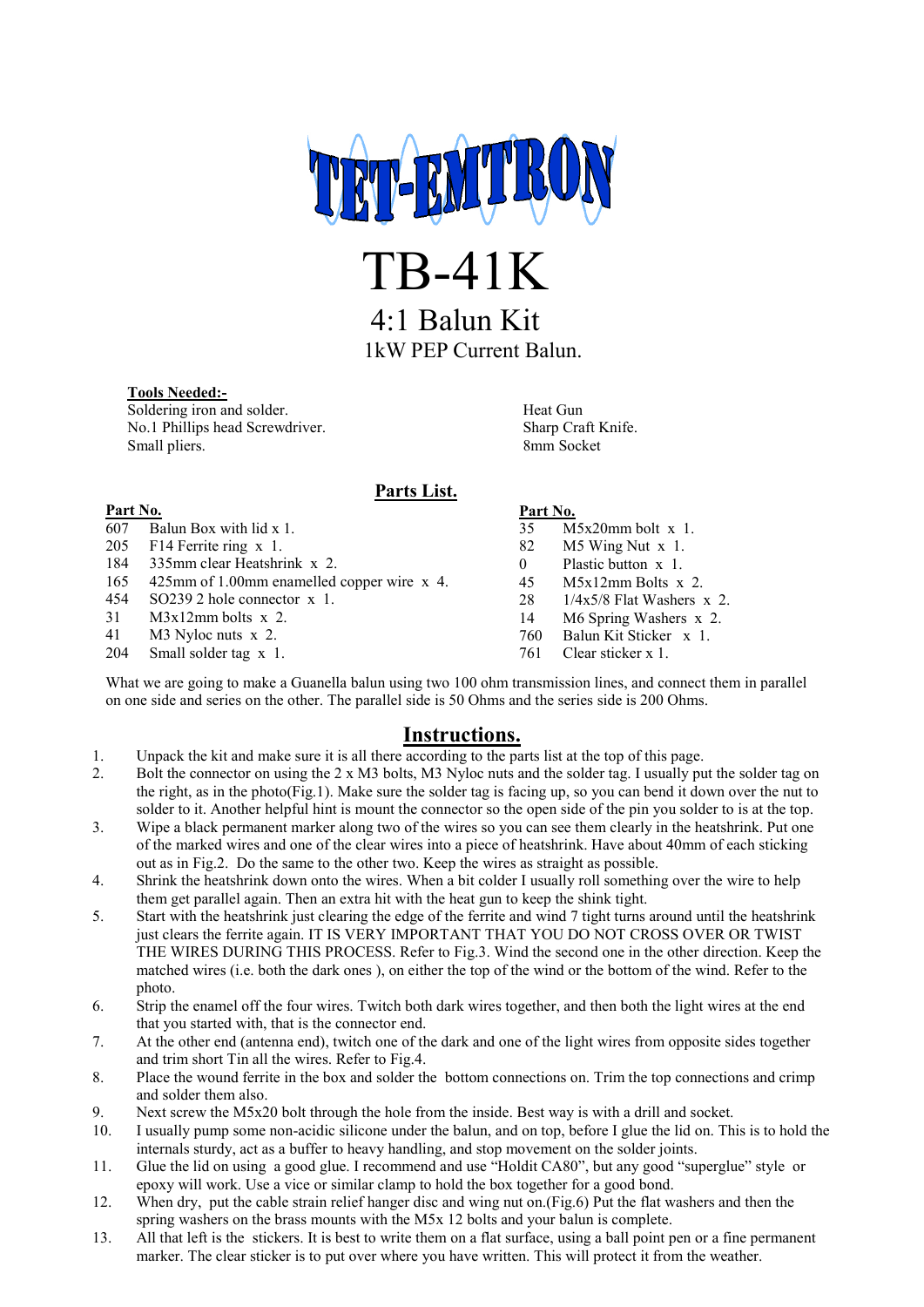# TET-EMTRON

# TB-41K

## 4:1 Balun Kit

### 1kW PEP Current Balun.

**Tools Needed:-**

Soldering iron and solder.
No.1 Phillips head Screwdriver.
Small pliers.
Heat Gun
Sharp Craft Knife.
8mm Socket

## Parts List.

| Part No. | | Part No. | |
|---|---|---|---|
| 607 | Balun Box with lid x 1. | 35 | M5x20mm bolt x 1. |
| 205 | F14 Ferrite ring x 1. | 82 | M5 Wing Nut x 1. |
| 184 | 335mm clear Heatshrink x 2. | 0 | Plastic button x 1. |
| 165 | 425mm of 1.00mm enamelled copper wire x 4. | 45 | M5x12mm Bolts x 2. |
| 454 | SO239 2 hole connector x 1. | 28 | 1/4x5/8 Flat Washers x 2. |
| 31 | M3x12mm bolts x 2. | 14 | M6 Spring Washers x 2. |
| 41 | M3 Nyloc nuts x 2. | 760 | Balun Kit Sticker x 1. |
| 204 | Small solder tag x 1. | 761 | Clear sticker x 1. |

What we are going to make a Guanella balun using two 100 ohm transmission lines, and connect them in parallel on one side and series on the other. The parallel side is 50 Ohms and the series side is 200 Ohms.

## Instructions.

1. Unpack the kit and make sure it is all there according to the parts list at the top of this page.
2. Bolt the connector on using the 2 x M3 bolts, M3 Nyloc nuts and the solder tag. I usually put the solder tag on the right, as in the photo(Fig.1). Make sure the solder tag is facing up, so you can bend it down over the nut to solder to it. Another helpful hint is mount the connector so the open side of the pin you solder to is at the top.
3. Wipe a black permanent marker along two of the wires so you can see them clearly in the heatshrink. Put one of the marked wires and one of the clear wires into a piece of heatshrink. Have about 40mm of each sticking out as in Fig.2. Do the same to the other two. Keep the wires as straight as possible.
4. Shrink the heatshrink down onto the wires. When a bit colder I usually roll something over the wire to help them get parallel again. Then an extra hit with the heat gun to keep the shink tight.
5. Start with the heatshrink just clearing the edge of the ferrite and wind 7 tight turns around until the heatshrink just clears the ferrite again. IT IS VERY IMPORTANT THAT YOU DO NOT CROSS OVER OR TWIST THE WIRES DURING THIS PROCESS. Refer to Fig.3. Wind the second one in the other direction. Keep the matched wires (i.e. both the dark ones ), on either the top of the wind or the bottom of the wind. Refer to the photo.
6. Strip the enamel off the four wires. Twitch both dark wires together, and then both the light wires at the end that you started with, that is the connector end.
7. At the other end (antenna end), twitch one of the dark and one of the light wires from opposite sides together and trim short Tin all the wires. Refer to Fig.4.
8. Place the wound ferrite in the box and solder the bottom connections on. Trim the top connections and crimp and solder them also.
9. Next screw the M5x20 bolt through the hole from the inside. Best way is with a drill and socket.
10. I usually pump some non-acidic silicone under the balun, and on top, before I glue the lid on. This is to hold the internals sturdy, act as a buffer to heavy handling, and stop movement on the solder joints.
11. Glue the lid on using a good glue. I recommend and use "Holdit CA80", but any good "superglue" style or epoxy will work. Use a vice or similar clamp to hold the box together for a good bond.
12. When dry, put the cable strain relief hanger disc and wing nut on.(Fig.6) Put the flat washers and then the spring washers on the brass mounts with the M5x 12 bolts and your balun is complete.
13. All that left is the stickers. It is best to write them on a flat surface, using a ball point pen or a fine permanent marker. The clear sticker is to put over where you have written. This will protect it from the weather.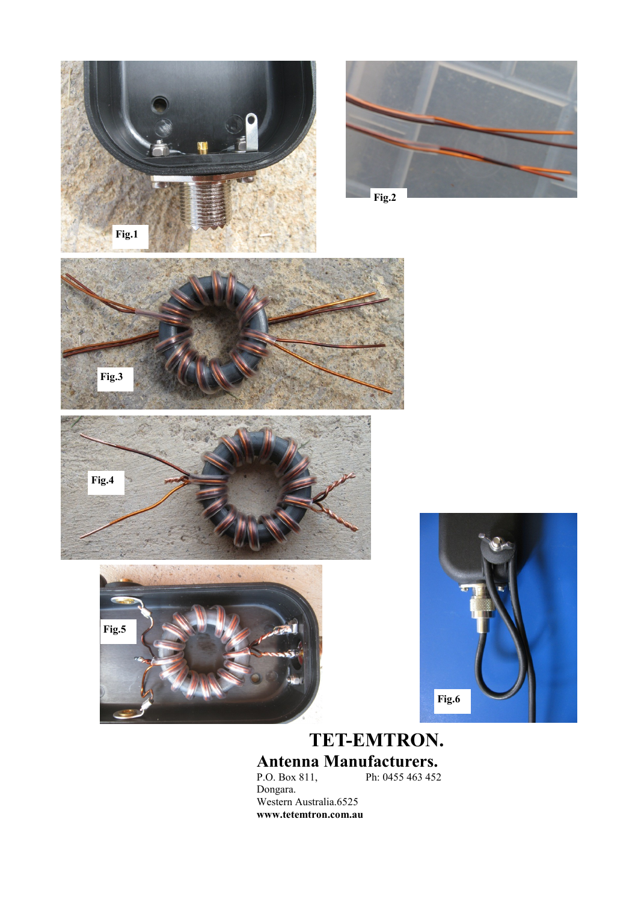Fig.1

Fig.2

Fig.3

Fig.4

Fig.5

Fig.6

# TET-EMTRON.

## Antenna Manufacturers.

P.O. Box 811, Ph: 0455 463 452
Dongara.
Western Australia.6525
**www.tetemtron.com.au**